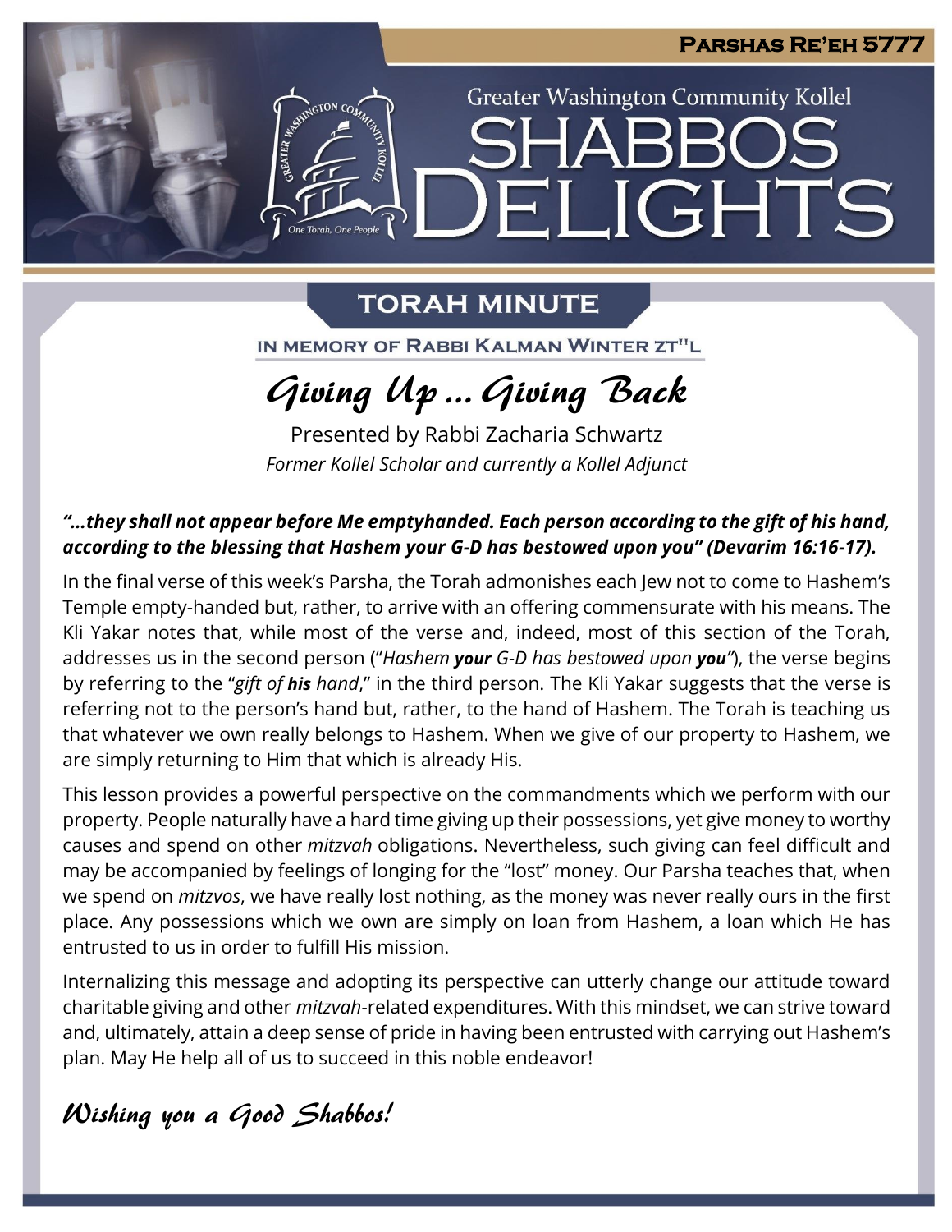**Parshas Re'eh 5777**

Greater Washington Community Kollel

# Shabbos Delights

## Torah Minute

In Memory of Rabbi Kalman Winter zt"l

## *Giving Up … Giving Back*

Presented by Rabbi Zacharia Schwartz

*Former Kollel Scholar and currently a Kollel Adjunct*

***"…they shall not appear before Me emptyhanded. Each person according to the gift of his hand, according to the blessing that Hashem your G-D has bestowed upon you" (Devarim 16:16-17).***

In the final verse of this week's Parsha, the Torah admonishes each Jew not to come to Hashem's Temple empty-handed but, rather, to arrive with an offering commensurate with his means. The Kli Yakar notes that, while most of the verse and, indeed, most of this section of the Torah, addresses us in the second person ("*Hashem **your** G-D has bestowed upon **you***"), the verse begins by referring to the "*gift of **his** hand*," in the third person. The Kli Yakar suggests that the verse is referring not to the person's hand but, rather, to the hand of Hashem. The Torah is teaching us that whatever we own really belongs to Hashem. When we give of our property to Hashem, we are simply returning to Him that which is already His.

This lesson provides a powerful perspective on the commandments which we perform with our property. People naturally have a hard time giving up their possessions, yet give money to worthy causes and spend on other *mitzvah* obligations. Nevertheless, such giving can feel difficult and may be accompanied by feelings of longing for the "lost" money. Our Parsha teaches that, when we spend on *mitzvos*, we have really lost nothing, as the money was never really ours in the first place. Any possessions which we own are simply on loan from Hashem, a loan which He has entrusted to us in order to fulfill His mission.

Internalizing this message and adopting its perspective can utterly change our attitude toward charitable giving and other *mitzvah*-related expenditures. With this mindset, we can strive toward and, ultimately, attain a deep sense of pride in having been entrusted with carrying out Hashem's plan. May He help all of us to succeed in this noble endeavor!

*Wishing you a Good Shabbos!*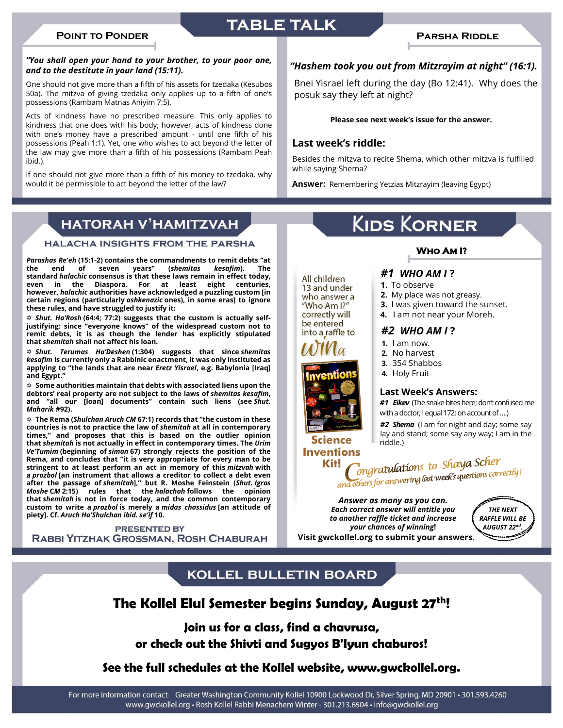# TABLE TALK

## Point to Ponder

***"You shall open your hand to your brother, to your poor one, and to the destitute in your land (15:11).***

One should not give more than a fifth of his assets for tzedaka (Kesubos 50a). The mitzva of giving tzedaka only applies up to a fifth of one's possessions (Rambam Matnas Aniyim 7:5).

Acts of kindness have no prescribed measure. This only applies to kindness that one does with his body; however, acts of kindness done with one's money have a prescribed amount - until one fifth of his possessions (Peah 1:1). Yet, one who wishes to act beyond the letter of the law may give more than a fifth of his possessions (Rambam Peah ibid.).

If one should not give more than a fifth of his money to tzedaka, why would it be permissible to act beyond the letter of the law?

## Parsha Riddle

***"Hashem took you out from Mitzrayim at night" (16:1).***

Bnei Yisrael left during the day (Bo 12:41). Why does the posuk say they left at night?

**Please see next week's issue for the answer.**

### Last week's riddle:

Besides the mitzva to recite Shema, which other mitzva is fulfilled while saying Shema?

**Answer:** Remembering Yetzias Mitzrayim (leaving Egypt)

# HATORAH V'HAMITZVAH

## HALACHA INSIGHTS FROM THE PARSHA

***Parashas Re'eh*** **(15:1-2) contains the commandments to remit debts "at the end of seven years" (*shemitas kesafim*). The standard *halachic* consensus is that these laws remain in effect today, even in the Diaspora. For at least eight centuries, however, *halachic* authorities have acknowledged a puzzling custom [in certain regions (particularly *ashkenazic* ones), in some eras] to ignore these rules, and have struggled to justify it:**

☼ ***Shut. Ha'Rosh*** **(64:4; 77:2) suggests that the custom is actually self-justifying: since "everyone knows" of the widespread custom not to remit debts, it is as though the lender has explicitly stipulated that *shemitah* shall not affect his loan.**

☼ ***Shut. Terumas Ha'Deshen*** **(1:304) suggests that since *shemitas kesafim* is currently only a Rabbinic enactment, it was only instituted as applying to "the lands that are near *Eretz Yisrael*, e.g. Babylonia [Iraq] and Egypt."**

☼ **Some authorities maintain that debts with associated liens upon the debtors' real property are not subject to the laws of *shemitas kesafim*, and "all our [loan] documents" contain such liens (see *Shut. Maharik* #92).**

☼ **The Rema (*Shulchan Aruch CM* 67:1) records that "the custom in these countries is not to practice the law of *shemitah* at all in contemporary times," and proposes that this is based on the outlier opinion that *shemitah* is not actually in effect in contemporary times. The *Urim Ve'Tumim* (beginning of *siman* 67) strongly rejects the position of the Rema, and concludes that "it is very appropriate for every man to be stringent to at least perform an act in memory of this *mitzvah* with a *prozbol* [an instrument that allows a creditor to collect a debt even after the passage of *shemitah*]," but R. Moshe Feinstein (*Shut. Igros Moshe* CM 2:15) rules that the *halachah* follows the opinion that *shemitah* is not in force today, and the common contemporary custom to write a *prozbol* is merely a *midas chassidus* [an attitude of piety]. Cf. *Aruch Ha'Shulchan ibid. se'if* 10.**

PRESENTED BY
RABBI YITZHAK GROSSMAN, ROSH CHABURAH

# Kids Korner

## Who Am I?

All children 13 and under who answer a "Who Am I?" correctly will be entered into a raffle to win a

**Science Inventions Kit!**

### #1 WHO AM I ?

1. To observe
2. My place was not greasy.
3. I was given toward the sunset.
4. I am not near your Moreh.

### #2 WHO AM I ?

1. I am now.
2. No harvest
3. 354 Shabbos
4. Holy Fruit

### Last Week's Answers:

***#1 Eikev*** (The snake bites here; don't confused me with a doctor; I equal 172; on account of ....)

***#2 Shema*** (I am for night and day; some say lay and stand; some say any way; I am in the riddle.)

*Congratulations to Shaya Scher and others for answering last week's questions correctly!*

***Answer as many as you can. Each correct answer will entitle you to another raffle ticket and increase your chances of winning!***

***THE NEXT RAFFLE WILL BE AUGUST 22nd.***

**Visit gwckollel.org to submit your answers.**

# KOLLEL BULLETIN BOARD

**The Kollel Elul Semester begins Sunday, August 27th!**

**Join us for a class, find a chavrusa, or check out the Shivti and Sugyos B'lyun chaburos!**

**See the full schedules at the Kollel website, www.gwckollel.org.**

For more information contact: Greater Washington Community Kollel 10900 Lockwood Dr, Silver Spring, MD 20901 • 301.593.4260
www.gwckollel.org • Rosh Kollel Rabbi Menachem Winter - 301.213.6504 • info@gwckollel.org